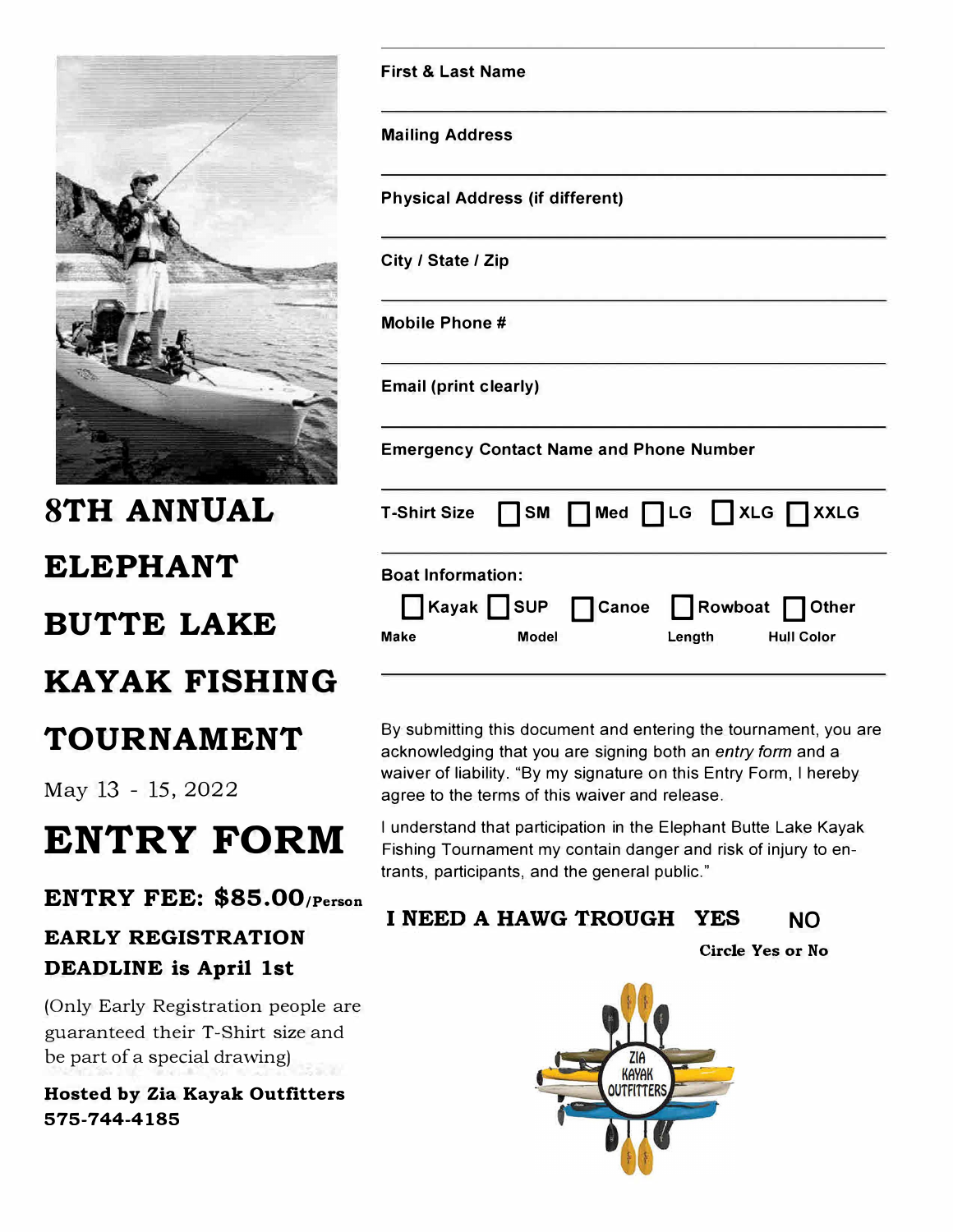# 8TH ANNUAL ELEPHANT BUTTE LAKE KAYAK FISHING TOURNAMENT

May 13 - 15, 2022

# ENTRY FORM

**ENTRY FEE: $85.00/Person**

**EARLY REGISTRATION DEADLINE is April 1st**

(Only Early Registration people are guaranteed their T-Shirt size and be part of a special drawing)

**Hosted by Zia Kayak Outfitters**
**575-744-4185**

---

**First & Last Name**

---

**Mailing Address**

---

**Physical Address (if different)**

---

**City / State / Zip**

---

**Mobile Phone #**

---

**Email (print clearly)**

---

**Emergency Contact Name and Phone Number**

---

**T-Shirt Size** ☐ SM ☐ Med ☐ LG ☐ XLG ☐ XXLG

---

**Boat Information:**

☐ Kayak ☐ SUP ☐ Canoe ☐ Rowboat ☐ Other

**Make** **Model** **Length** **Hull Color**

---

By submitting this document and entering the tournament, you are acknowledging that you are signing both an *entry form* and a waiver of liability. "By my signature on this Entry Form, I hereby agree to the terms of this waiver and release.

I understand that participation in the Elephant Butte Lake Kayak Fishing Tournament my contain danger and risk of injury to entrants, participants, and the general public."

**I NEED A HAWG TROUGH YES NO**

**Circle Yes or No**

ZIA KAYAK OUTFITTERS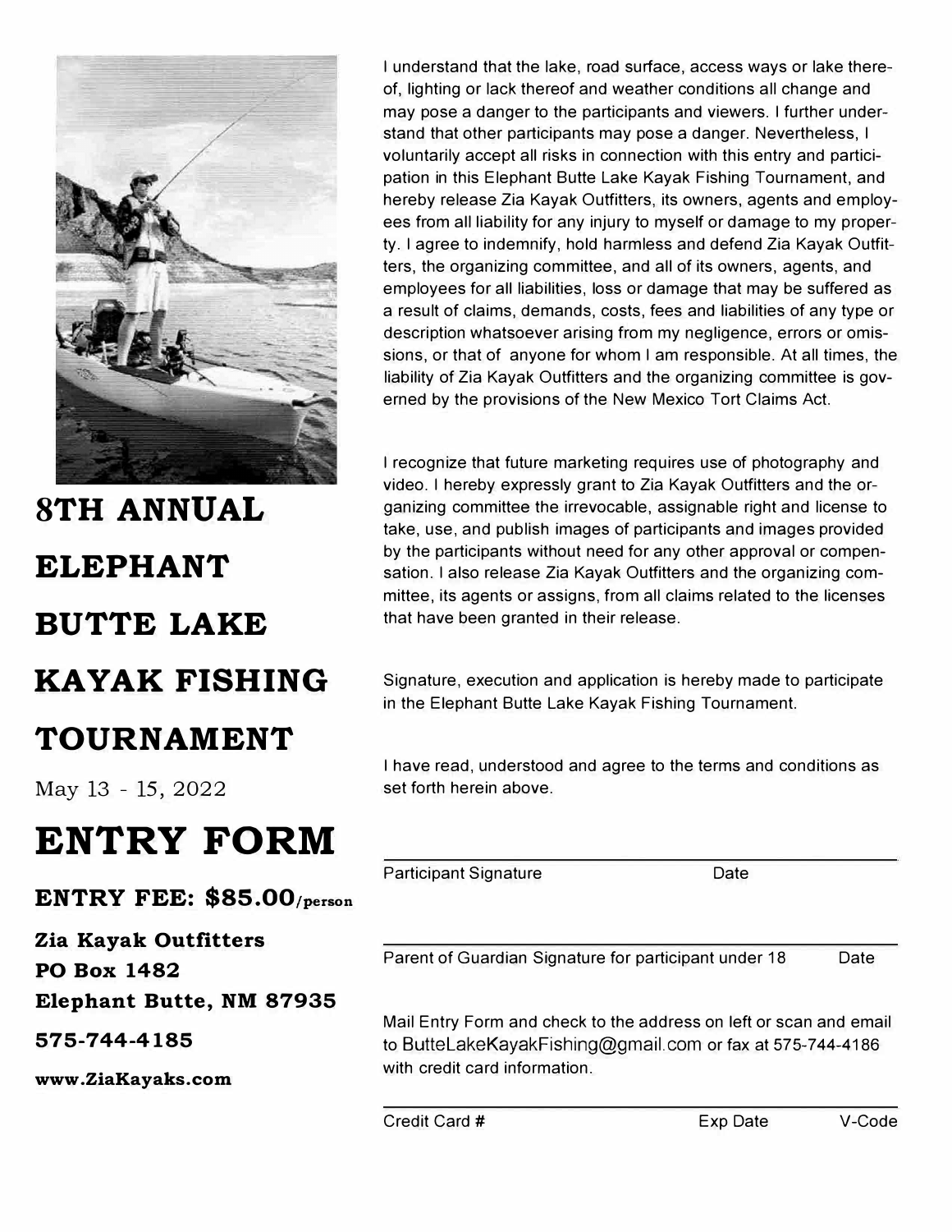# 8TH ANNUAL ELEPHANT BUTTE LAKE KAYAK FISHING TOURNAMENT

May 13 - 15, 2022

# ENTRY FORM

**ENTRY FEE: $85.00/person**

**Zia Kayak Outfitters**
**PO Box 1482**
**Elephant Butte, NM 87935**

**575-744-4185**

**www.ZiaKayaks.com**

I understand that the lake, road surface, access ways or lake thereof, lighting or lack thereof and weather conditions all change and may pose a danger to the participants and viewers. I further understand that other participants may pose a danger. Nevertheless, I voluntarily accept all risks in connection with this entry and participation in this Elephant Butte Lake Kayak Fishing Tournament, and hereby release Zia Kayak Outfitters, its owners, agents and employees from all liability for any injury to myself or damage to my property. I agree to indemnify, hold harmless and defend Zia Kayak Outfitters, the organizing committee, and all of its owners, agents, and employees for all liabilities, loss or damage that may be suffered as a result of claims, demands, costs, fees and liabilities of any type or description whatsoever arising from my negligence, errors or omissions, or that of anyone for whom I am responsible. At all times, the liability of Zia Kayak Outfitters and the organizing committee is governed by the provisions of the New Mexico Tort Claims Act.

I recognize that future marketing requires use of photography and video. I hereby expressly grant to Zia Kayak Outfitters and the organizing committee the irrevocable, assignable right and license to take, use, and publish images of participants and images provided by the participants without need for any other approval or compensation. I also release Zia Kayak Outfitters and the organizing committee, its agents or assigns, from all claims related to the licenses that have been granted in their release.

Signature, execution and application is hereby made to participate in the Elephant Butte Lake Kayak Fishing Tournament.

I have read, understood and agree to the terms and conditions as set forth herein above.

_______________________________________________

Participant Signature Date

_______________________________________________

Parent of Guardian Signature for participant under 18 Date

Mail Entry Form and check to the address on left or scan and email to ButteLakeKayakFishing@gmail.com or fax at 575-744-4186 with credit card information.

_______________________________________________

Credit Card # Exp Date V-Code